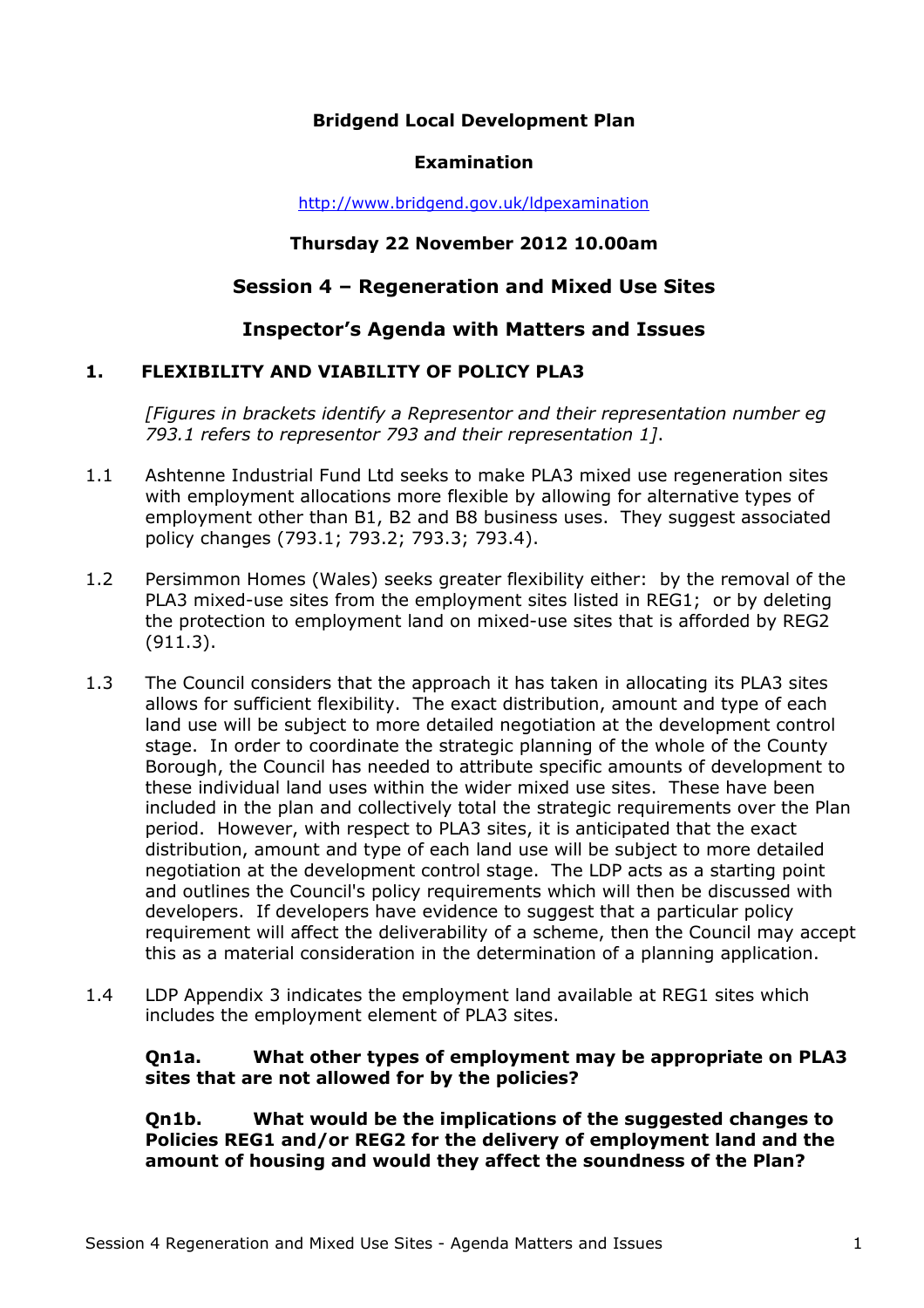**Bridgend Local Development Plan**

**Examination**

http://www.bridgend.gov.uk/ldpexamination

**Thursday 22 November 2012 10.00am**

## Session 4 – Regeneration and Mixed Use Sites

## Inspector's Agenda with Matters and Issues

### 1. FLEXIBILITY AND VIABILITY OF POLICY PLA3

*[Figures in brackets identify a Representor and their representation number eg 793.1 refers to representor 793 and their representation 1]*.

1.1 Ashtenne Industrial Fund Ltd seeks to make PLA3 mixed use regeneration sites with employment allocations more flexible by allowing for alternative types of employment other than B1, B2 and B8 business uses. They suggest associated policy changes (793.1; 793.2; 793.3; 793.4).

1.2 Persimmon Homes (Wales) seeks greater flexibility either: by the removal of the PLA3 mixed-use sites from the employment sites listed in REG1; or by deleting the protection to employment land on mixed-use sites that is afforded by REG2 (911.3).

1.3 The Council considers that the approach it has taken in allocating its PLA3 sites allows for sufficient flexibility. The exact distribution, amount and type of each land use will be subject to more detailed negotiation at the development control stage. In order to coordinate the strategic planning of the whole of the County Borough, the Council has needed to attribute specific amounts of development to these individual land uses within the wider mixed use sites. These have been included in the plan and collectively total the strategic requirements over the Plan period. However, with respect to PLA3 sites, it is anticipated that the exact distribution, amount and type of each land use will be subject to more detailed negotiation at the development control stage. The LDP acts as a starting point and outlines the Council's policy requirements which will then be discussed with developers. If developers have evidence to suggest that a particular policy requirement will affect the deliverability of a scheme, then the Council may accept this as a material consideration in the determination of a planning application.

1.4 LDP Appendix 3 indicates the employment land available at REG1 sites which includes the employment element of PLA3 sites.

**Qn1a. What other types of employment may be appropriate on PLA3 sites that are not allowed for by the policies?**

**Qn1b. What would be the implications of the suggested changes to Policies REG1 and/or REG2 for the delivery of employment land and the amount of housing and would they affect the soundness of the Plan?**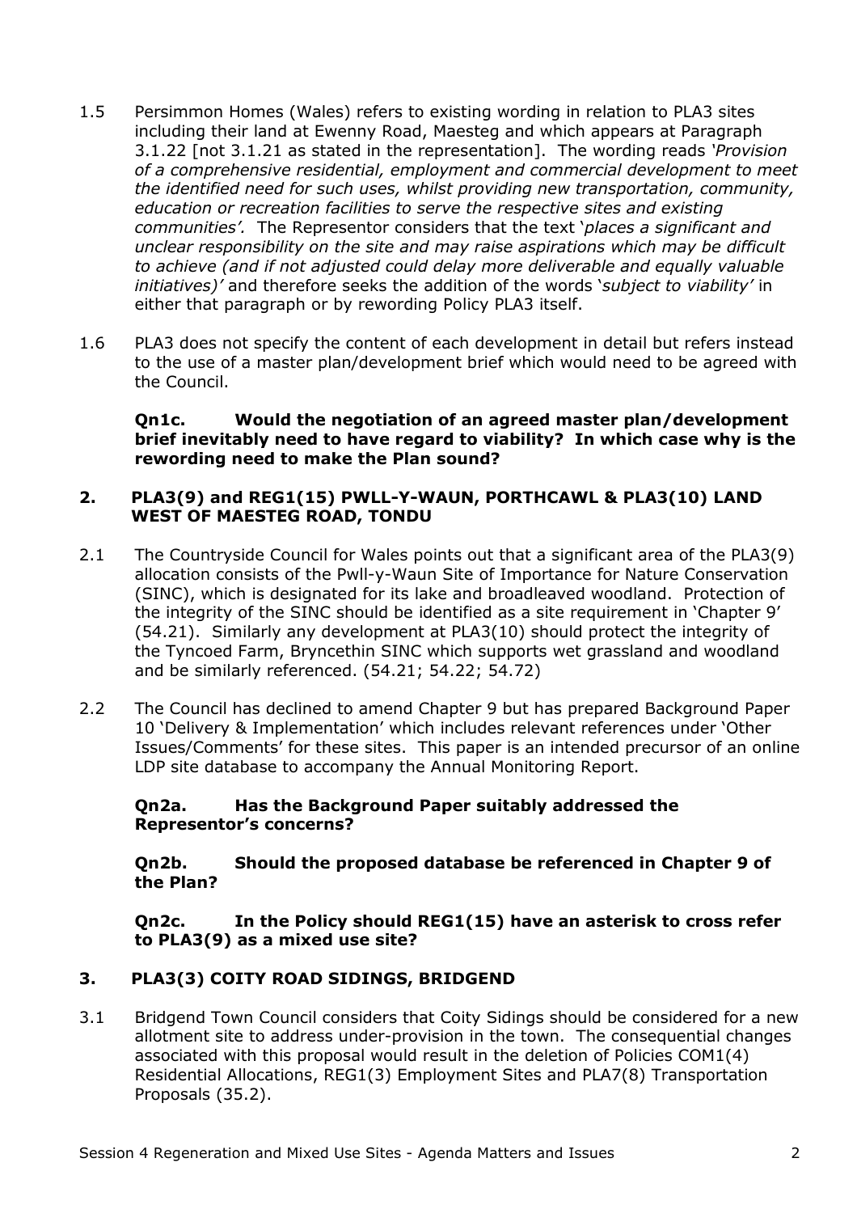1.5 Persimmon Homes (Wales) refers to existing wording in relation to PLA3 sites including their land at Ewenny Road, Maesteg and which appears at Paragraph 3.1.22 [not 3.1.21 as stated in the representation]. The wording reads '*Provision of a comprehensive residential, employment and commercial development to meet the identified need for such uses, whilst providing new transportation, community, education or recreation facilities to serve the respective sites and existing communities'.* The Representor considers that the text '*places a significant and unclear responsibility on the site and may raise aspirations which may be difficult to achieve (and if not adjusted could delay more deliverable and equally valuable initiatives)'* and therefore seeks the addition of the words '*subject to viability'* in either that paragraph or by rewording Policy PLA3 itself.

1.6 PLA3 does not specify the content of each development in detail but refers instead to the use of a master plan/development brief which would need to be agreed with the Council.

**Qn1c. Would the negotiation of an agreed master plan/development brief inevitably need to have regard to viability? In which case why is the rewording need to make the Plan sound?**

## 2. PLA3(9) and REG1(15) PWLL-Y-WAUN, PORTHCAWL & PLA3(10) LAND WEST OF MAESTEG ROAD, TONDU

2.1 The Countryside Council for Wales points out that a significant area of the PLA3(9) allocation consists of the Pwll-y-Waun Site of Importance for Nature Conservation (SINC), which is designated for its lake and broadleaved woodland. Protection of the integrity of the SINC should be identified as a site requirement in 'Chapter 9' (54.21). Similarly any development at PLA3(10) should protect the integrity of the Tyncoed Farm, Bryncethin SINC which supports wet grassland and woodland and be similarly referenced. (54.21; 54.22; 54.72)

2.2 The Council has declined to amend Chapter 9 but has prepared Background Paper 10 'Delivery & Implementation' which includes relevant references under 'Other Issues/Comments' for these sites. This paper is an intended precursor of an online LDP site database to accompany the Annual Monitoring Report.

**Qn2a. Has the Background Paper suitably addressed the Representor's concerns?**

**Qn2b. Should the proposed database be referenced in Chapter 9 of the Plan?**

**Qn2c. In the Policy should REG1(15) have an asterisk to cross refer to PLA3(9) as a mixed use site?**

## 3. PLA3(3) COITY ROAD SIDINGS, BRIDGEND

3.1 Bridgend Town Council considers that Coity Sidings should be considered for a new allotment site to address under-provision in the town. The consequential changes associated with this proposal would result in the deletion of Policies COM1(4) Residential Allocations, REG1(3) Employment Sites and PLA7(8) Transportation Proposals (35.2).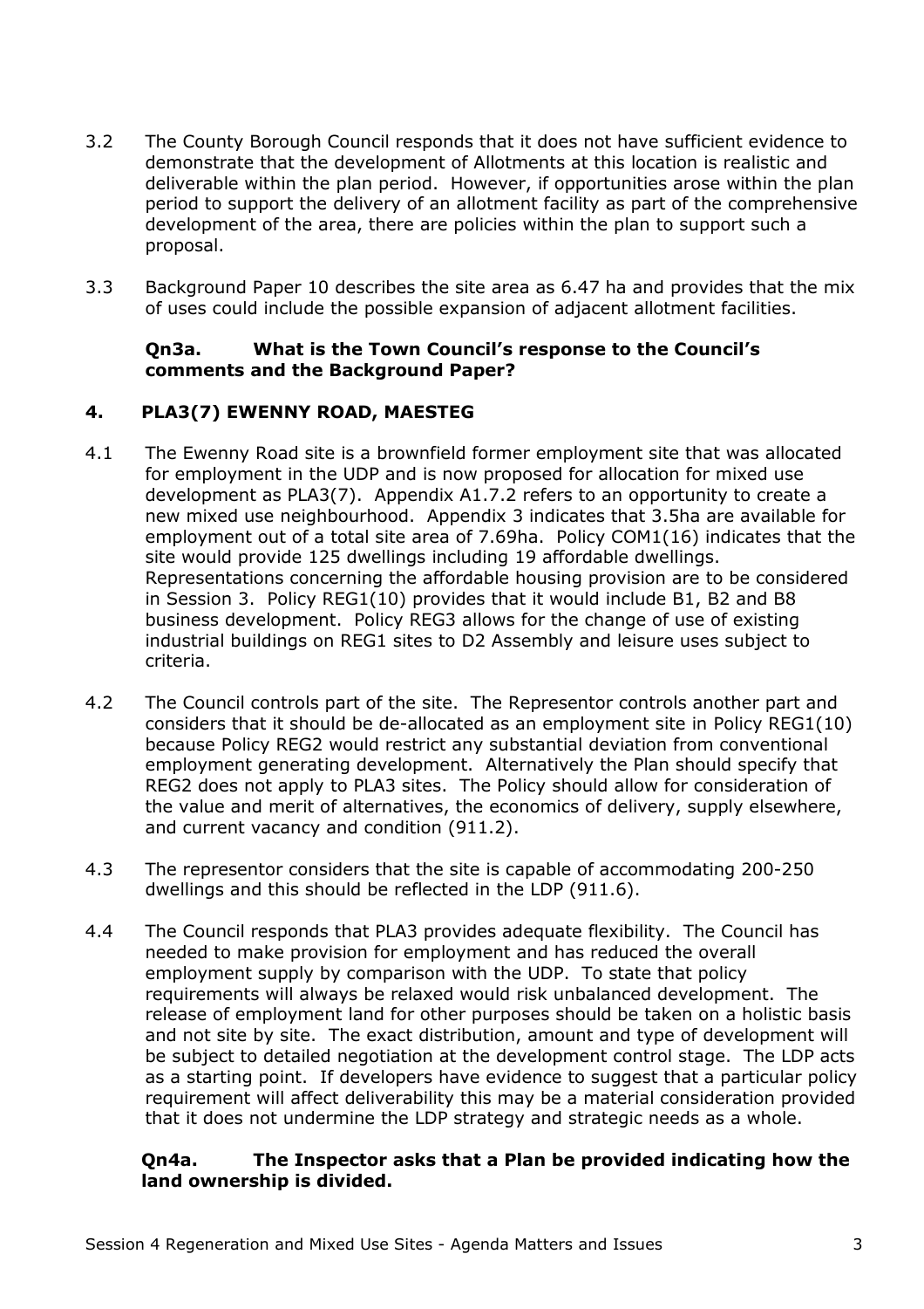3.2 The County Borough Council responds that it does not have sufficient evidence to demonstrate that the development of Allotments at this location is realistic and deliverable within the plan period. However, if opportunities arose within the plan period to support the delivery of an allotment facility as part of the comprehensive development of the area, there are policies within the plan to support such a proposal.

3.3 Background Paper 10 describes the site area as 6.47 ha and provides that the mix of uses could include the possible expansion of adjacent allotment facilities.

**Qn3a. What is the Town Council's response to the Council's comments and the Background Paper?**

## 4. PLA3(7) EWENNY ROAD, MAESTEG

4.1 The Ewenny Road site is a brownfield former employment site that was allocated for employment in the UDP and is now proposed for allocation for mixed use development as PLA3(7). Appendix A1.7.2 refers to an opportunity to create a new mixed use neighbourhood. Appendix 3 indicates that 3.5ha are available for employment out of a total site area of 7.69ha. Policy COM1(16) indicates that the site would provide 125 dwellings including 19 affordable dwellings. Representations concerning the affordable housing provision are to be considered in Session 3. Policy REG1(10) provides that it would include B1, B2 and B8 business development. Policy REG3 allows for the change of use of existing industrial buildings on REG1 sites to D2 Assembly and leisure uses subject to criteria.

4.2 The Council controls part of the site. The Representor controls another part and considers that it should be de-allocated as an employment site in Policy REG1(10) because Policy REG2 would restrict any substantial deviation from conventional employment generating development. Alternatively the Plan should specify that REG2 does not apply to PLA3 sites. The Policy should allow for consideration of the value and merit of alternatives, the economics of delivery, supply elsewhere, and current vacancy and condition (911.2).

4.3 The representor considers that the site is capable of accommodating 200-250 dwellings and this should be reflected in the LDP (911.6).

4.4 The Council responds that PLA3 provides adequate flexibility. The Council has needed to make provision for employment and has reduced the overall employment supply by comparison with the UDP. To state that policy requirements will always be relaxed would risk unbalanced development. The release of employment land for other purposes should be taken on a holistic basis and not site by site. The exact distribution, amount and type of development will be subject to detailed negotiation at the development control stage. The LDP acts as a starting point. If developers have evidence to suggest that a particular policy requirement will affect deliverability this may be a material consideration provided that it does not undermine the LDP strategy and strategic needs as a whole.

**Qn4a. The Inspector asks that a Plan be provided indicating how the land ownership is divided.**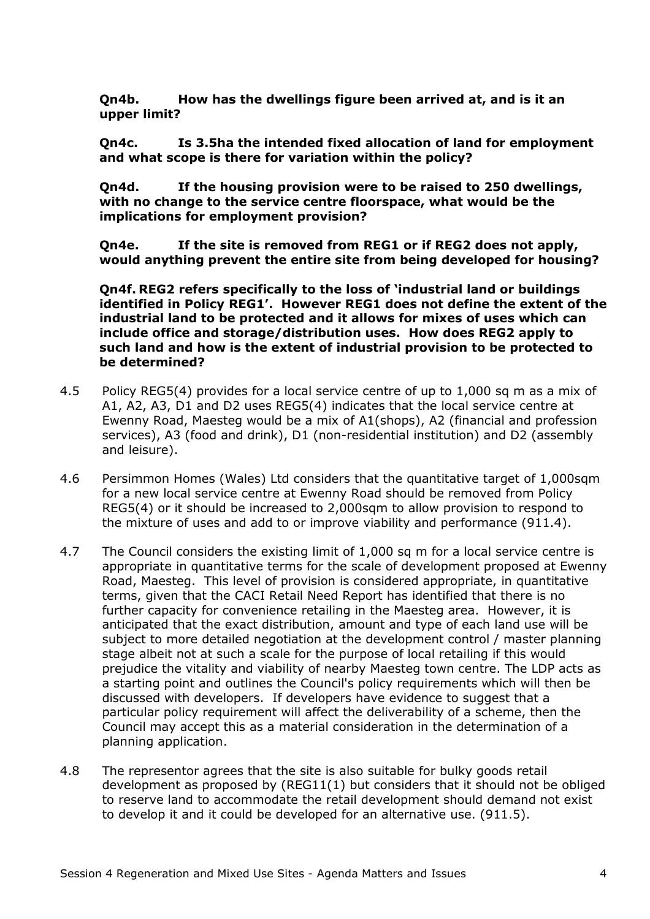**Qn4b. How has the dwellings figure been arrived at, and is it an upper limit?**

**Qn4c. Is 3.5ha the intended fixed allocation of land for employment and what scope is there for variation within the policy?**

**Qn4d. If the housing provision were to be raised to 250 dwellings, with no change to the service centre floorspace, what would be the implications for employment provision?**

**Qn4e. If the site is removed from REG1 or if REG2 does not apply, would anything prevent the entire site from being developed for housing?**

**Qn4f. REG2 refers specifically to the loss of 'industrial land or buildings identified in Policy REG1'. However REG1 does not define the extent of the industrial land to be protected and it allows for mixes of uses which can include office and storage/distribution uses. How does REG2 apply to such land and how is the extent of industrial provision to be protected to be determined?**

4.5 Policy REG5(4) provides for a local service centre of up to 1,000 sq m as a mix of A1, A2, A3, D1 and D2 uses REG5(4) indicates that the local service centre at Ewenny Road, Maesteg would be a mix of A1(shops), A2 (financial and profession services), A3 (food and drink), D1 (non-residential institution) and D2 (assembly and leisure).

4.6 Persimmon Homes (Wales) Ltd considers that the quantitative target of 1,000sqm for a new local service centre at Ewenny Road should be removed from Policy REG5(4) or it should be increased to 2,000sqm to allow provision to respond to the mixture of uses and add to or improve viability and performance (911.4).

4.7 The Council considers the existing limit of 1,000 sq m for a local service centre is appropriate in quantitative terms for the scale of development proposed at Ewenny Road, Maesteg. This level of provision is considered appropriate, in quantitative terms, given that the CACI Retail Need Report has identified that there is no further capacity for convenience retailing in the Maesteg area. However, it is anticipated that the exact distribution, amount and type of each land use will be subject to more detailed negotiation at the development control / master planning stage albeit not at such a scale for the purpose of local retailing if this would prejudice the vitality and viability of nearby Maesteg town centre. The LDP acts as a starting point and outlines the Council's policy requirements which will then be discussed with developers. If developers have evidence to suggest that a particular policy requirement will affect the deliverability of a scheme, then the Council may accept this as a material consideration in the determination of a planning application.

4.8 The representor agrees that the site is also suitable for bulky goods retail development as proposed by (REG11(1) but considers that it should not be obliged to reserve land to accommodate the retail development should demand not exist to develop it and it could be developed for an alternative use. (911.5).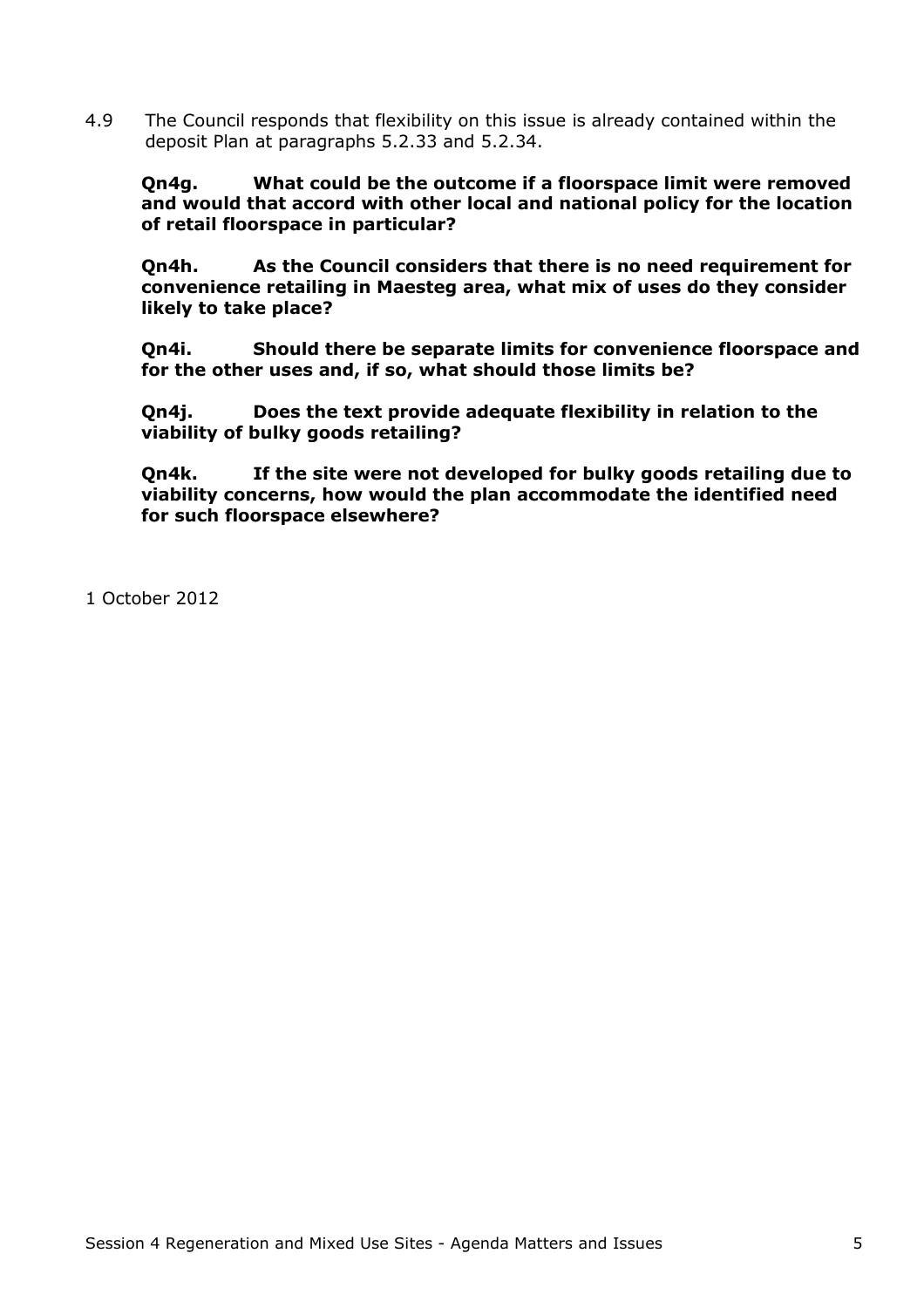4.9 The Council responds that flexibility on this issue is already contained within the deposit Plan at paragraphs 5.2.33 and 5.2.34.

**Qn4g. What could be the outcome if a floorspace limit were removed and would that accord with other local and national policy for the location of retail floorspace in particular?**

**Qn4h. As the Council considers that there is no need requirement for convenience retailing in Maesteg area, what mix of uses do they consider likely to take place?**

**Qn4i. Should there be separate limits for convenience floorspace and for the other uses and, if so, what should those limits be?**

**Qn4j. Does the text provide adequate flexibility in relation to the viability of bulky goods retailing?**

**Qn4k. If the site were not developed for bulky goods retailing due to viability concerns, how would the plan accommodate the identified need for such floorspace elsewhere?**

1 October 2012